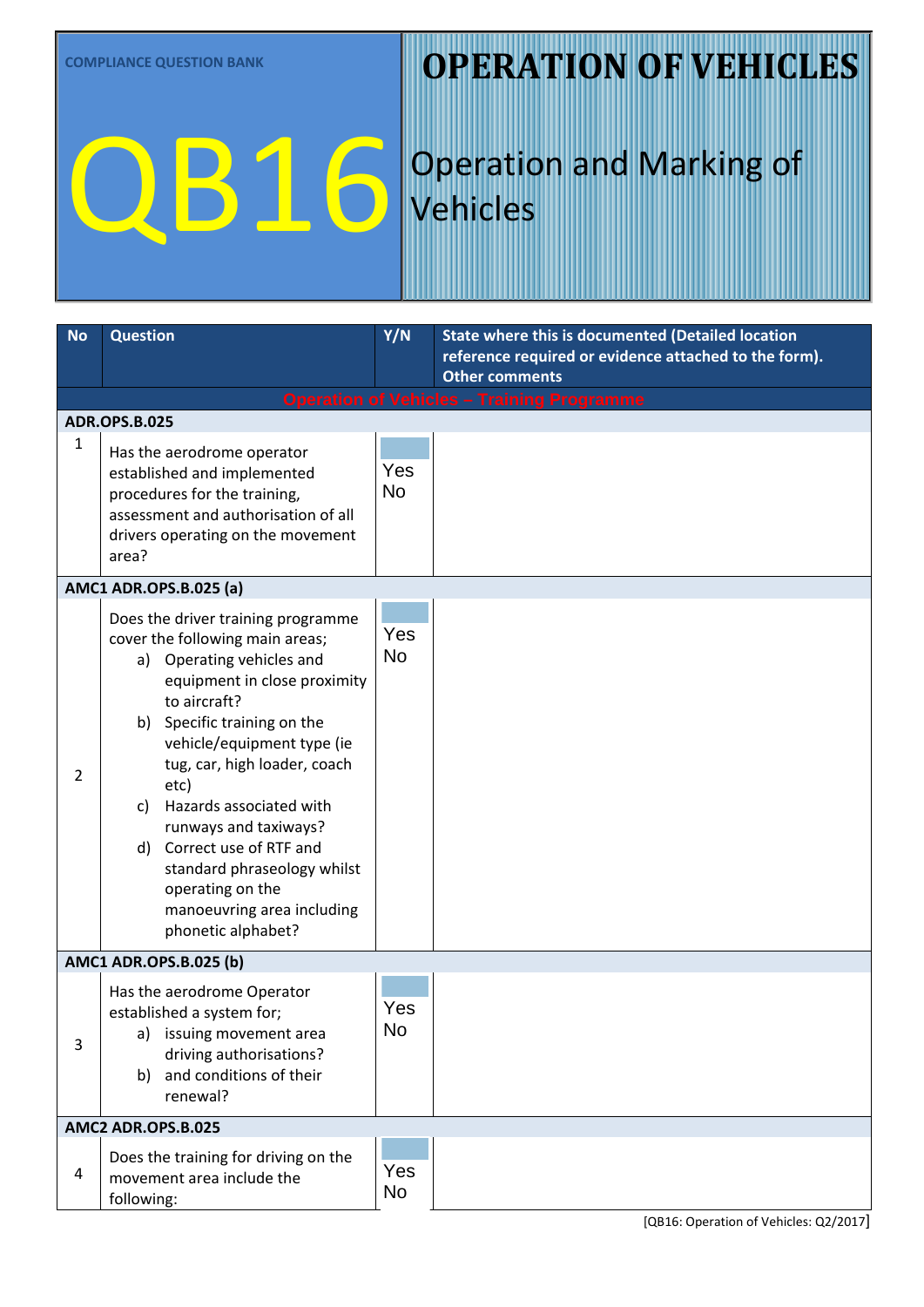COMPLIANCE QUESTION BANK

# QB16

# OPERATION OF VEHICLES

## Operation and Marking of Vehicles

| No | Question | Y/N | State where this is documented (Detailed location reference required or evidence attached to the form). Other comments |
|---|---|---|---|
| | **Operation of Vehicles – Training Programme** | | |
| **ADR.OPS.B.025** | | | |
| 1 | Has the aerodrome operator established and implemented procedures for the training, assessment and authorisation of all drivers operating on the movement area? | Yes No | |
| **AMC1 ADR.OPS.B.025 (a)** | | | |
| 2 | Does the driver training programme cover the following main areas;<br>a) Operating vehicles and equipment in close proximity to aircraft?<br>b) Specific training on the vehicle/equipment type (ie tug, car, high loader, coach etc)<br>c) Hazards associated with runways and taxiways?<br>d) Correct use of RTF and standard phraseology whilst operating on the manoeuvring area including phonetic alphabet? | Yes No | |
| **AMC1 ADR.OPS.B.025 (b)** | | | |
| 3 | Has the aerodrome Operator established a system for;<br>a) issuing movement area driving authorisations?<br>b) and conditions of their renewal? | Yes No | |
| **AMC2 ADR.OPS.B.025** | | | |
| 4 | Does the training for driving on the movement area include the following: | Yes No | |

[QB16: Operation of Vehicles: Q2/2017]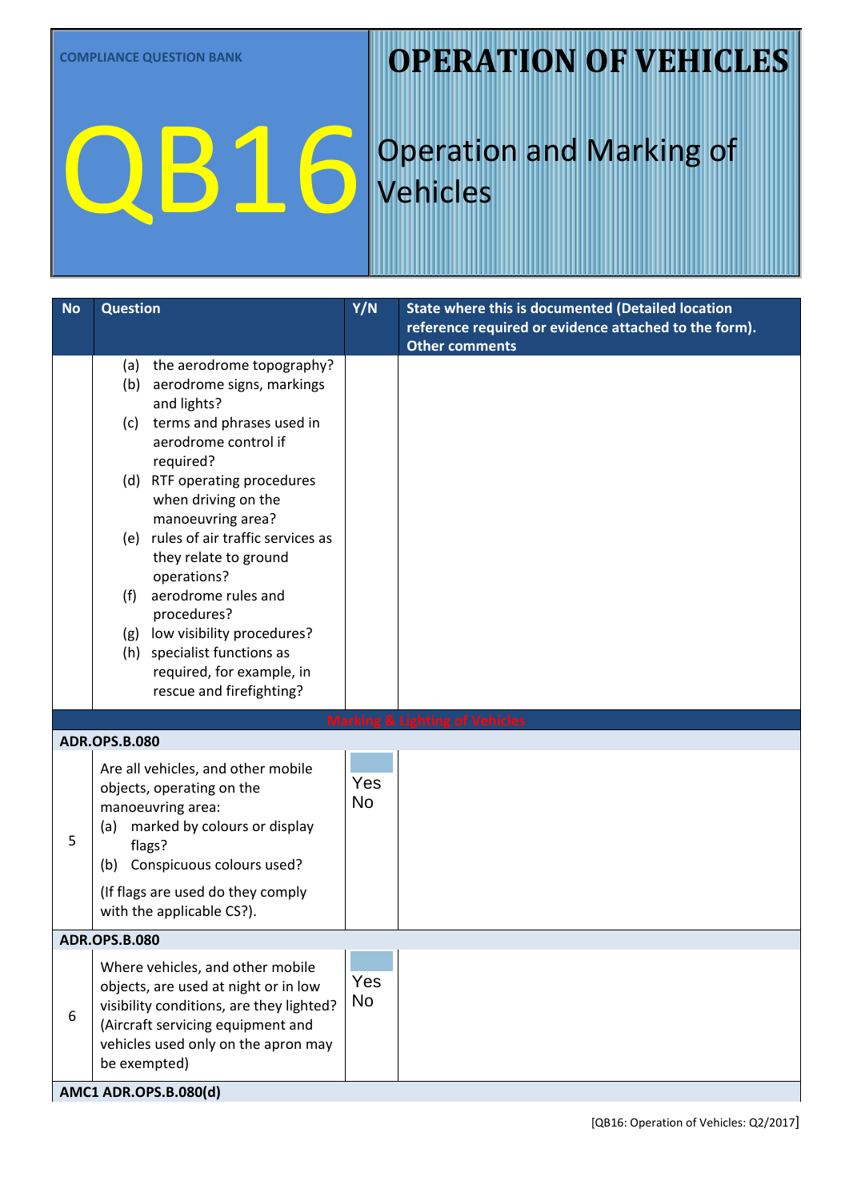COMPLIANCE QUESTION BANK

# QB16

# OPERATION OF VEHICLES

## Operation and Marking of Vehicles

| No | Question | Y/N | State where this is documented (Detailed location reference required or evidence attached to the form). Other comments |
|---|---|---|---|
| | (a) the aerodrome topography?<br>(b) aerodrome signs, markings and lights?<br>(c) terms and phrases used in aerodrome control if required?<br>(d) RTF operating procedures when driving on the manoeuvring area?<br>(e) rules of air traffic services as they relate to ground operations?<br>(f) aerodrome rules and procedures?<br>(g) low visibility procedures?<br>(h) specialist functions as required, for example, in rescue and firefighting? | | |
| | **Marking & Lighting of Vehicles** | | |
| **ADR.OPS.B.080** | | | |
| 5 | Are all vehicles, and other mobile objects, operating on the manoeuvring area:<br>(a) marked by colours or display flags?<br>(b) Conspicuous colours used?<br><br>(If flags are used do they comply with the applicable CS?). | Yes<br>No | |
| **ADR.OPS.B.080** | | | |
| 6 | Where vehicles, and other mobile objects, are used at night or in low visibility conditions, are they lighted? (Aircraft servicing equipment and vehicles used only on the apron may be exempted) | Yes<br>No | |
| **AMC1 ADR.OPS.B.080(d)** | | | |

[QB16: Operation of Vehicles: Q2/2017]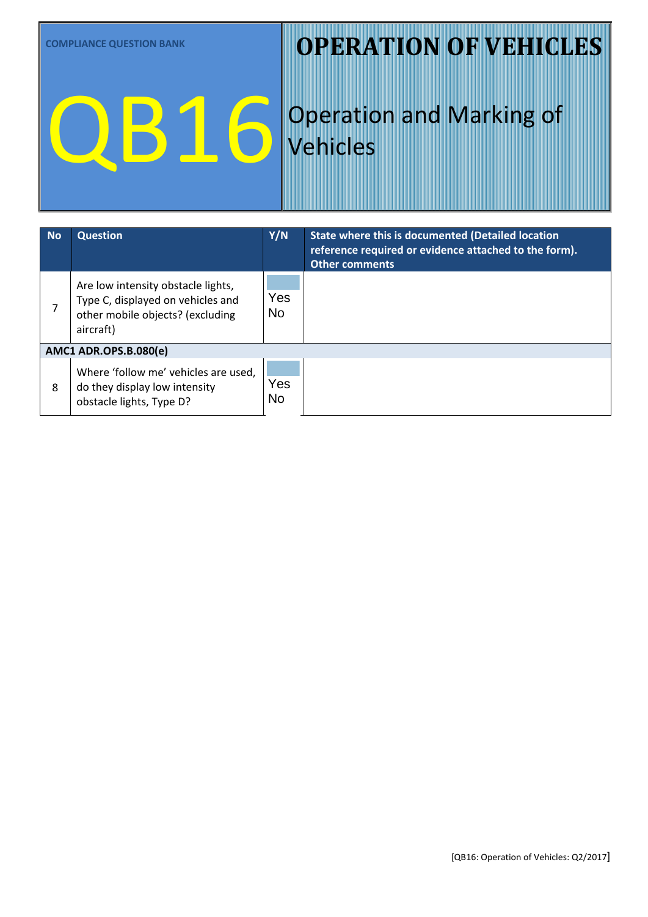COMPLIANCE QUESTION BANK

# OPERATION OF VEHICLES

# QB16

## Operation and Marking of Vehicles

| No | Question | Y/N | State where this is documented (Detailed location reference required or evidence attached to the form). Other comments |
|---|---|---|---|
| 7 | Are low intensity obstacle lights, Type C, displayed on vehicles and other mobile objects? (excluding aircraft) | Yes No | |
| **AMC1 ADR.OPS.B.080(e)** | | | |
| 8 | Where 'follow me' vehicles are used, do they display low intensity obstacle lights, Type D? | Yes No | |